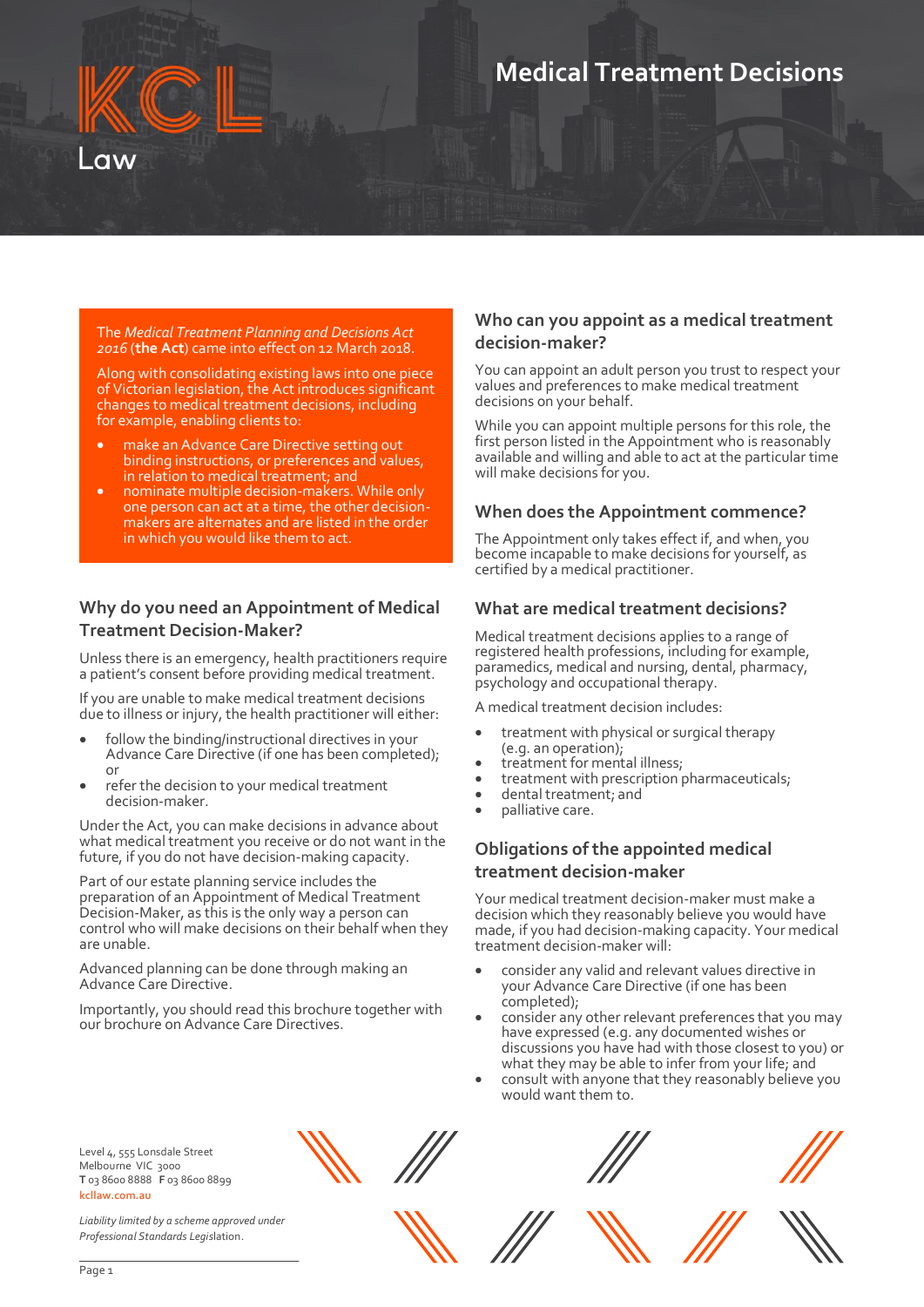# Medical Treatment Decisions

The *Medical Treatment Planning and Decisions Act 2016* (**the Act**) came into effect on 12 March 2018.

Along with consolidating existing laws into one piece of Victorian legislation, the Act introduces significant changes to medical treatment decisions, including for example, enabling clients to:

- make an Advance Care Directive setting out binding instructions, or preferences and values, in relation to medical treatment; and
- nominate multiple decision-makers. While only one person can act at a time, the other decision-makers are alternates and are listed in the order in which you would like them to act.

## Why do you need an Appointment of Medical Treatment Decision-Maker?

Unless there is an emergency, health practitioners require a patient's consent before providing medical treatment.

If you are unable to make medical treatment decisions due to illness or injury, the health practitioner will either:

- follow the binding/instructional directives in your Advance Care Directive (if one has been completed); or
- refer the decision to your medical treatment decision-maker.

Under the Act, you can make decisions in advance about what medical treatment you receive or do not want in the future, if you do not have decision-making capacity.

Part of our estate planning service includes the preparation of an Appointment of Medical Treatment Decision-Maker, as this is the only way a person can control who will make decisions on their behalf when they are unable.

Advanced planning can be done through making an Advance Care Directive.

Importantly, you should read this brochure together with our brochure on Advance Care Directives.

## Who can you appoint as a medical treatment decision-maker?

You can appoint an adult person you trust to respect your values and preferences to make medical treatment decisions on your behalf.

While you can appoint multiple persons for this role, the first person listed in the Appointment who is reasonably available and willing and able to act at the particular time will make decisions for you.

## When does the Appointment commence?

The Appointment only takes effect if, and when, you become incapable to make decisions for yourself, as certified by a medical practitioner.

## What are medical treatment decisions?

Medical treatment decisions applies to a range of registered health professions, including for example, paramedics, medical and nursing, dental, pharmacy, psychology and occupational therapy.

A medical treatment decision includes:

- treatment with physical or surgical therapy (e.g. an operation);
- treatment for mental illness;
- treatment with prescription pharmaceuticals;
- dental treatment; and
- palliative care.

## Obligations of the appointed medical treatment decision-maker

Your medical treatment decision-maker must make a decision which they reasonably believe you would have made, if you had decision-making capacity. Your medical treatment decision-maker will:

- consider any valid and relevant values directive in your Advance Care Directive (if one has been completed);
- consider any other relevant preferences that you may have expressed (e.g. any documented wishes or discussions you have had with those closest to you) or what they may be able to infer from your life; and
- consult with anyone that they reasonably believe you would want them to.

Level 4, 555 Lonsdale Street
Melbourne VIC 3000
**T** 03 8600 8888 **F** 03 8600 8899
**kcllaw.com.au**

*Liability limited by a scheme approved under Professional Standards Legislation.*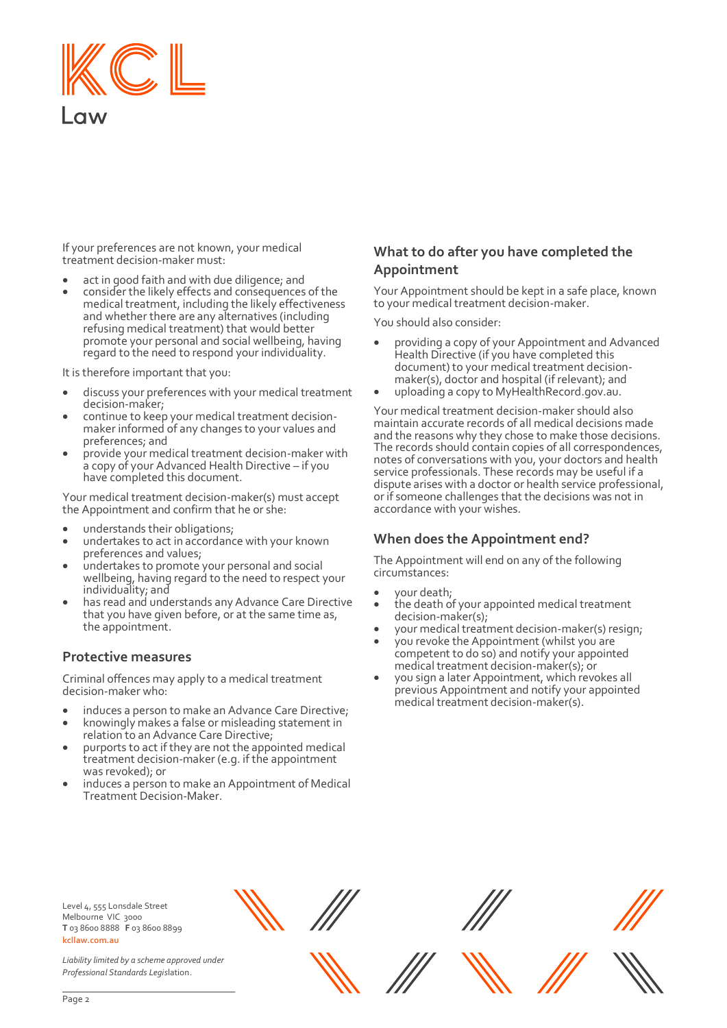If your preferences are not known, your medical treatment decision-maker must:

- act in good faith and with due diligence; and
- consider the likely effects and consequences of the medical treatment, including the likely effectiveness and whether there are any alternatives (including refusing medical treatment) that would better promote your personal and social wellbeing, having regard to the need to respond your individuality.

It is therefore important that you:

- discuss your preferences with your medical treatment decision-maker;
- continue to keep your medical treatment decision-maker informed of any changes to your values and preferences; and
- provide your medical treatment decision-maker with a copy of your Advanced Health Directive – if you have completed this document.

Your medical treatment decision-maker(s) must accept the Appointment and confirm that he or she:

- understands their obligations;
- undertakes to act in accordance with your known preferences and values;
- undertakes to promote your personal and social wellbeing, having regard to the need to respect your individuality; and
- has read and understands any Advance Care Directive that you have given before, or at the same time as, the appointment.

## Protective measures

Criminal offences may apply to a medical treatment decision-maker who:

- induces a person to make an Advance Care Directive;
- knowingly makes a false or misleading statement in relation to an Advance Care Directive;
- purports to act if they are not the appointed medical treatment decision-maker (e.g. if the appointment was revoked); or
- induces a person to make an Appointment of Medical Treatment Decision-Maker.

## What to do after you have completed the Appointment

Your Appointment should be kept in a safe place, known to your medical treatment decision-maker.

You should also consider:

- providing a copy of your Appointment and Advanced Health Directive (if you have completed this document) to your medical treatment decision-maker(s), doctor and hospital (if relevant); and
- uploading a copy to MyHealthRecord.gov.au.

Your medical treatment decision-maker should also maintain accurate records of all medical decisions made and the reasons why they chose to make those decisions. The records should contain copies of all correspondences, notes of conversations with you, your doctors and health service professionals. These records may be useful if a dispute arises with a doctor or health service professional, or if someone challenges that the decisions was not in accordance with your wishes.

## When does the Appointment end?

The Appointment will end on any of the following circumstances:

- your death;
- the death of your appointed medical treatment decision-maker(s);
- your medical treatment decision-maker(s) resign;
- you revoke the Appointment (whilst you are competent to do so) and notify your appointed medical treatment decision-maker(s); or
- you sign a later Appointment, which revokes all previous Appointment and notify your appointed medical treatment decision-maker(s).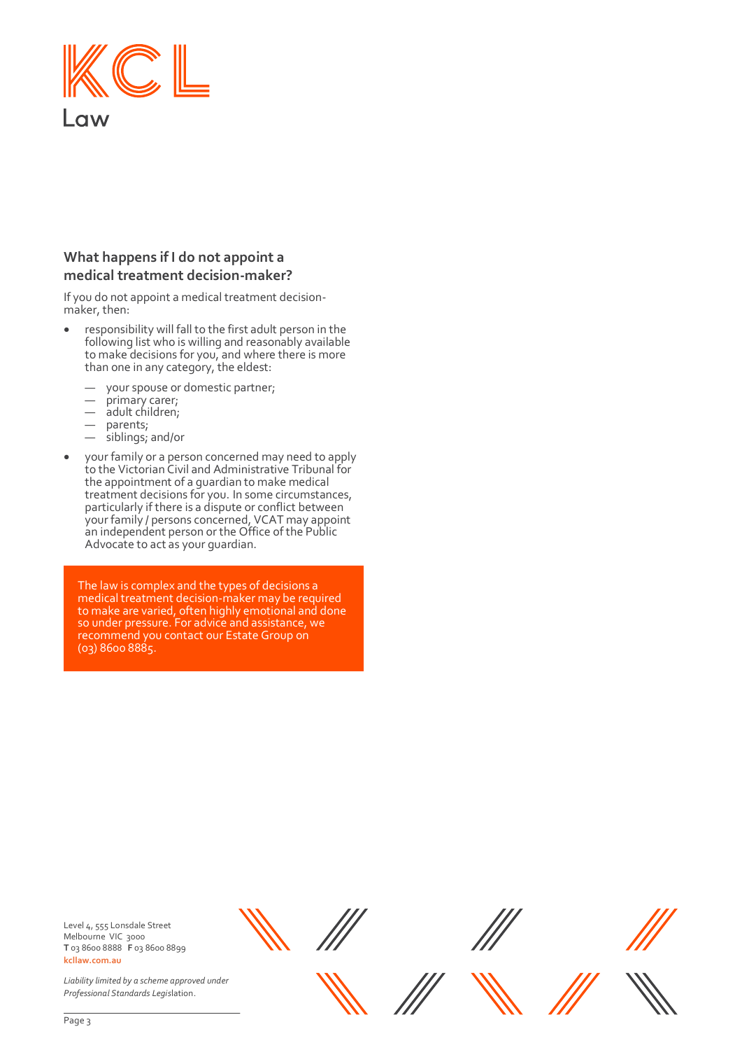## What happens if I do not appoint a medical treatment decision-maker?

If you do not appoint a medical treatment decision-maker, then:

- responsibility will fall to the first adult person in the following list who is willing and reasonably available to make decisions for you, and where there is more than one in any category, the eldest:
  - your spouse or domestic partner;
  - primary carer;
  - adult children;
  - parents;
  - siblings; and/or
- your family or a person concerned may need to apply to the Victorian Civil and Administrative Tribunal for the appointment of a guardian to make medical treatment decisions for you. In some circumstances, particularly if there is a dispute or conflict between your family / persons concerned, VCAT may appoint an independent person or the Office of the Public Advocate to act as your guardian.

The law is complex and the types of decisions a medical treatment decision-maker may be required to make are varied, often highly emotional and done so under pressure. For advice and assistance, we recommend you contact our Estate Group on (03) 8600 8885.

Level 4, 555 Lonsdale Street
Melbourne VIC 3000
**T** 03 8600 8888 **F** 03 8600 8899
**kcllaw.com.au**

*Liability limited by a scheme approved under Professional Standards Legislation.*